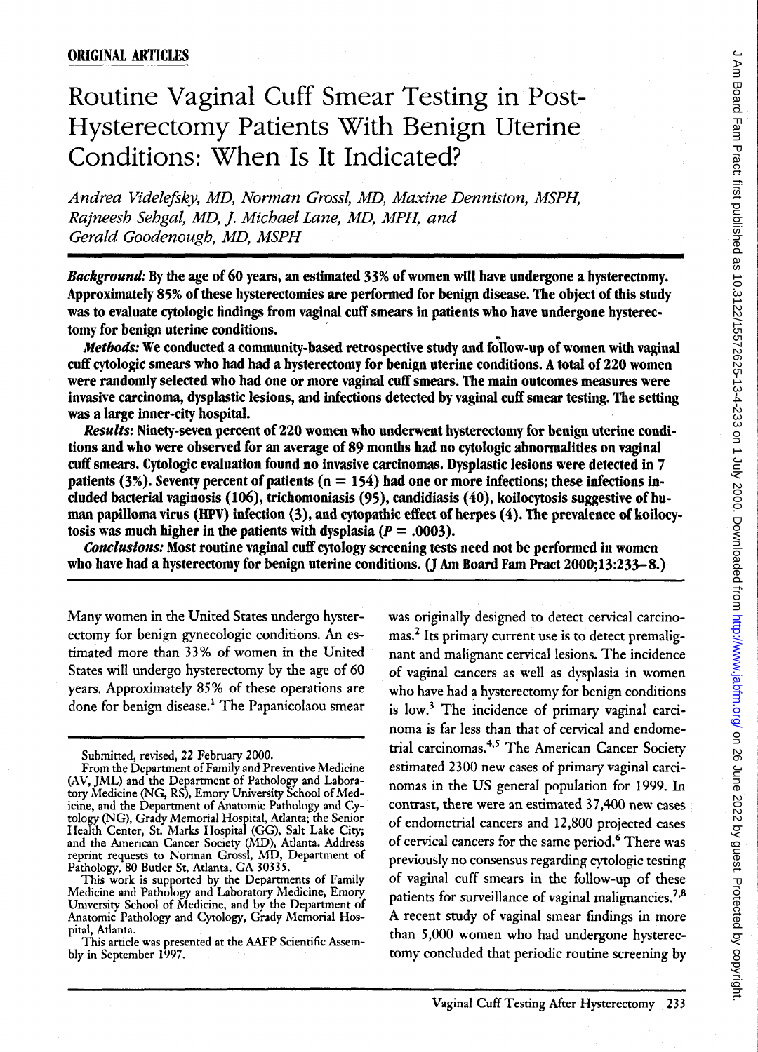**ORIGINAL ARTICLES**

# Routine Vaginal Cuff Smear Testing in Post-Hysterectomy Patients With Benign Uterine Conditions: When Is It Indicated?

*Andrea Videlefsky, MD, Norman Grossl, MD, Maxine Denniston, MSPH, Rajneesh Sehgal, MD, J. Michael Lane, MD, MPH, and Gerald Goodenough, MD, MSPH*

***Background:*** **By the age of 60 years, an estimated 33% of women will have undergone a hysterectomy. Approximately 85% of these hysterectomies are performed for benign disease. The object of this study was to evaluate cytologic findings from vaginal cuff smears in patients who have undergone hysterectomy for benign uterine conditions.**

***Methods:*** **We conducted a community-based retrospective study and follow-up of women with vaginal cuff cytologic smears who had had a hysterectomy for benign uterine conditions. A total of 220 women were randomly selected who had one or more vaginal cuff smears. The main outcomes measures were invasive carcinoma, dysplastic lesions, and infections detected by vaginal cuff smear testing. The setting was a large inner-city hospital.**

***Results:*** **Ninety-seven percent of 220 women who underwent hysterectomy for benign uterine conditions and who were observed for an average of 89 months had no cytologic abnormalities on vaginal cuff smears. Cytologic evaluation found no invasive carcinomas. Dysplastic lesions were detected in 7 patients (3%). Seventy percent of patients (n = 154) had one or more infections; these infections included bacterial vaginosis (106), trichomoniasis (95), candidiasis (40), koilocytosis suggestive of human papilloma virus (HPV) infection (3), and cytopathic effect of herpes (4). The prevalence of koilocytosis was much higher in the patients with dysplasia ($P = .0003$).**

***Conclusions:*** **Most routine vaginal cuff cytology screening tests need not be performed in women who have had a hysterectomy for benign uterine conditions. (J Am Board Fam Pract 2000;13:233–8.)**

Many women in the United States undergo hysterectomy for benign gynecologic conditions. An estimated more than 33% of women in the United States will undergo hysterectomy by the age of 60 years. Approximately 85% of these operations are done for benign disease.[1] The Papanicolaou smear was originally designed to detect cervical carcinomas.[2] Its primary current use is to detect premalignant and malignant cervical lesions. The incidence of vaginal cancers as well as dysplasia in women who have had a hysterectomy for benign conditions is low.[3] The incidence of primary vaginal carcinoma is far less than that of cervical and endometrial carcinomas.[4,5] The American Cancer Society estimated 2300 new cases of primary vaginal carcinomas in the US general population for 1999. In contrast, there were an estimated 37,400 new cases of endometrial cancers and 12,800 projected cases of cervical cancers for the same period.[6] There was previously no consensus regarding cytologic testing of vaginal cuff smears in the follow-up of these patients for surveillance of vaginal malignancies.[7,8] A recent study of vaginal smear findings in more than 5,000 women who had undergone hysterectomy concluded that periodic routine screening by

Submitted, revised, 22 February 2000.

From the Department of Family and Preventive Medicine (AV, JML) and the Department of Pathology and Laboratory Medicine (NG, RS), Emory University School of Medicine, and the Department of Anatomic Pathology and Cytology (NG), Grady Memorial Hospital, Atlanta; the Senior Health Center, St. Marks Hospital (GG), Salt Lake City; and the American Cancer Society (MD), Atlanta. Address reprint requests to Norman Grossl, MD, Department of Pathology, 80 Butler St, Atlanta, GA 30335.

This work is supported by the Departments of Family Medicine and Pathology and Laboratory Medicine, Emory University School of Medicine, and by the Department of Anatomic Pathology and Cytology, Grady Memorial Hospital, Atlanta.

This article was presented at the AAFP Scientific Assembly in September 1997.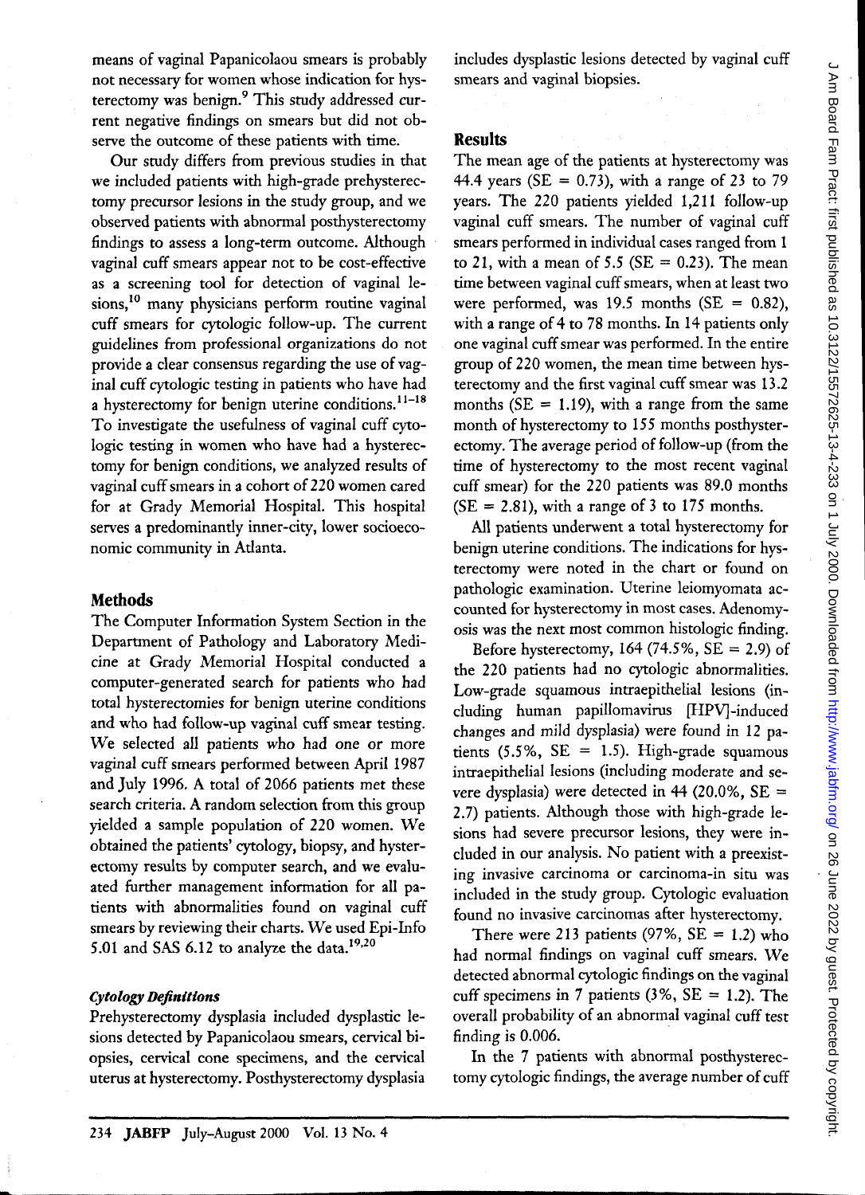means of vaginal Papanicolaou smears is probably not necessary for women whose indication for hysterectomy was benign.[9] This study addressed current negative findings on smears but did not observe the outcome of these patients with time.

Our study differs from previous studies in that we included patients with high-grade prehysterectomy precursor lesions in the study group, and we observed patients with abnormal posthysterectomy findings to assess a long-term outcome. Although vaginal cuff smears appear not to be cost-effective as a screening tool for detection of vaginal lesions,[10] many physicians perform routine vaginal cuff smears for cytologic follow-up. The current guidelines from professional organizations do not provide a clear consensus regarding the use of vaginal cuff cytologic testing in patients who have had a hysterectomy for benign uterine conditions.[11–18] To investigate the usefulness of vaginal cuff cytologic testing in women who have had a hysterectomy for benign conditions, we analyzed results of vaginal cuff smears in a cohort of 220 women cared for at Grady Memorial Hospital. This hospital serves a predominantly inner-city, lower socioeconomic community in Atlanta.

## Methods

The Computer Information System Section in the Department of Pathology and Laboratory Medicine at Grady Memorial Hospital conducted a computer-generated search for patients who had total hysterectomies for benign uterine conditions and who had follow-up vaginal cuff smear testing. We selected all patients who had one or more vaginal cuff smears performed between April 1987 and July 1996. A total of 2066 patients met these search criteria. A random selection from this group yielded a sample population of 220 women. We obtained the patients' cytology, biopsy, and hysterectomy results by computer search, and we evaluated further management information for all patients with abnormalities found on vaginal cuff smears by reviewing their charts. We used Epi-Info 5.01 and SAS 6.12 to analyze the data.[19,20]

### *Cytology Definitions*

Prehysterectomy dysplasia included dysplastic lesions detected by Papanicolaou smears, cervical biopsies, cervical cone specimens, and the cervical uterus at hysterectomy. Posthysterectomy dysplasia includes dysplastic lesions detected by vaginal cuff smears and vaginal biopsies.

## Results

The mean age of the patients at hysterectomy was 44.4 years (SE = 0.73), with a range of 23 to 79 years. The 220 patients yielded 1,211 follow-up vaginal cuff smears. The number of vaginal cuff smears performed in individual cases ranged from 1 to 21, with a mean of 5.5 (SE = 0.23). The mean time between vaginal cuff smears, when at least two were performed, was 19.5 months (SE = 0.82), with a range of 4 to 78 months. In 14 patients only one vaginal cuff smear was performed. In the entire group of 220 women, the mean time between hysterectomy and the first vaginal cuff smear was 13.2 months (SE = 1.19), with a range from the same month of hysterectomy to 155 months posthysterectomy. The average period of follow-up (from the time of hysterectomy to the most recent vaginal cuff smear) for the 220 patients was 89.0 months (SE = 2.81), with a range of 3 to 175 months.

All patients underwent a total hysterectomy for benign uterine conditions. The indications for hysterectomy were noted in the chart or found on pathologic examination. Uterine leiomyomata accounted for hysterectomy in most cases. Adenomyosis was the next most common histologic finding.

Before hysterectomy, 164 (74.5%, SE = 2.9) of the 220 patients had no cytologic abnormalities. Low-grade squamous intraepithelial lesions (including human papillomavirus [HPV]-induced changes and mild dysplasia) were found in 12 patients (5.5%, SE = 1.5). High-grade squamous intraepithelial lesions (including moderate and severe dysplasia) were detected in 44 (20.0%, SE = 2.7) patients. Although those with high-grade lesions had severe precursor lesions, they were included in our analysis. No patient with a preexisting invasive carcinoma or carcinoma-in situ was included in the study group. Cytologic evaluation found no invasive carcinomas after hysterectomy.

There were 213 patients (97%, SE = 1.2) who had normal findings on vaginal cuff smears. We detected abnormal cytologic findings on the vaginal cuff specimens in 7 patients (3%, SE = 1.2). The overall probability of an abnormal vaginal cuff test finding is 0.006.

In the 7 patients with abnormal posthysterectomy cytologic findings, the average number of cuff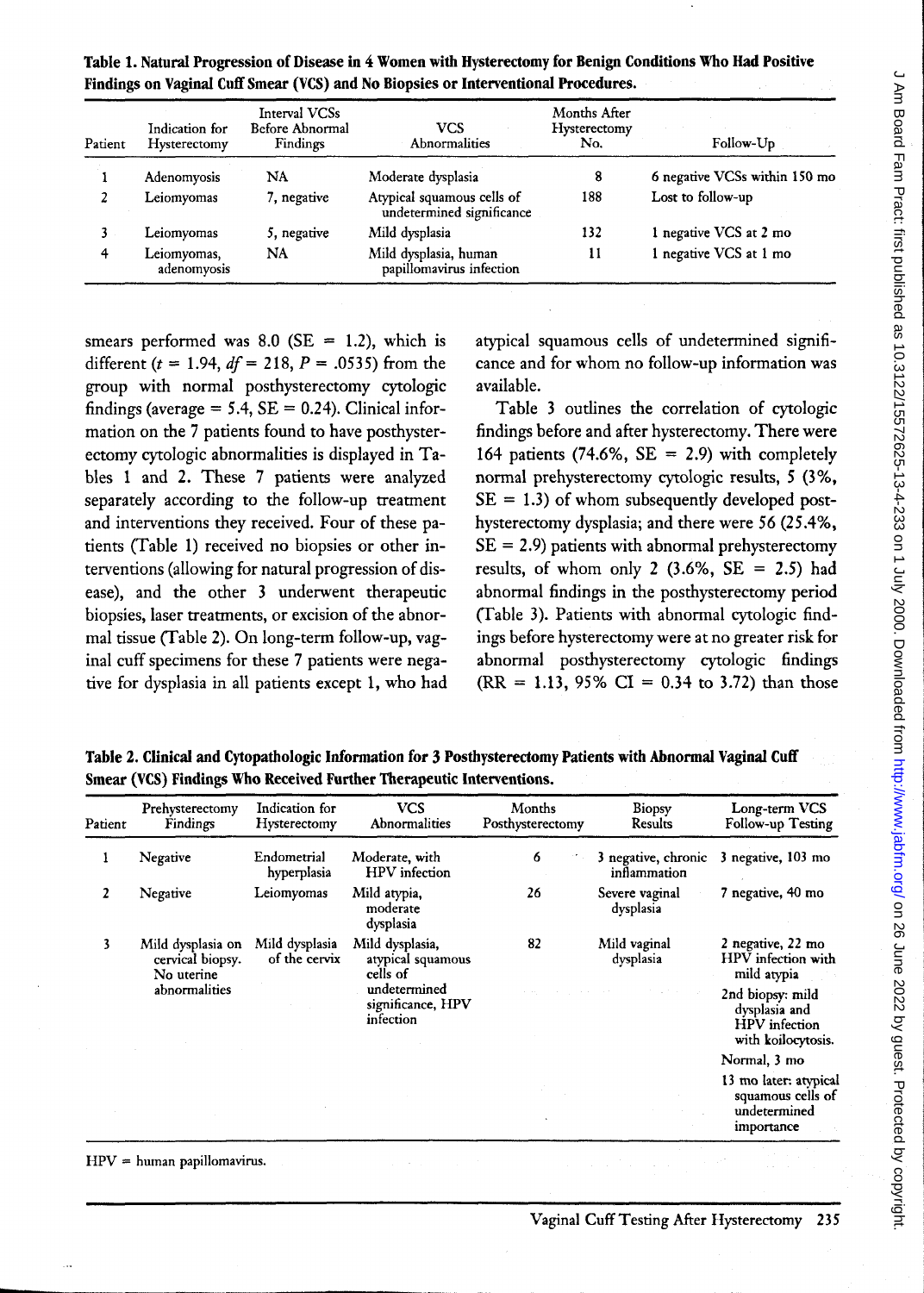**Table 1. Natural Progression of Disease in 4 Women with Hysterectomy for Benign Conditions Who Had Positive Findings on Vaginal Cuff Smear (VCS) and No Biopsies or Interventional Procedures.**

| Patient | Indication for Hysterectomy | Interval VCSs Before Abnormal Findings | VCS Abnormalities | Months After Hysterectomy No. | Follow-Up |
|---|---|---|---|---|---|
| 1 | Adenomyosis | NA | Moderate dysplasia | 8 | 6 negative VCSs within 150 mo |
| 2 | Leiomyomas | 7, negative | Atypical squamous cells of undetermined significance | 188 | Lost to follow-up |
| 3 | Leiomyomas | 5, negative | Mild dysplasia | 132 | 1 negative VCS at 2 mo |
| 4 | Leiomyomas, adenomyosis | NA | Mild dysplasia, human papillomavirus infection | 11 | 1 negative VCS at 1 mo |

smears performed was 8.0 (SE = 1.2), which is different ($t = 1.94$, $df = 218$, $P = .0535$) from the group with normal posthysterectomy cytologic findings (average = 5.4, SE = 0.24). Clinical information on the 7 patients found to have posthysterectomy cytologic abnormalities is displayed in Tables 1 and 2. These 7 patients were analyzed separately according to the follow-up treatment and interventions they received. Four of these patients (Table 1) received no biopsies or other interventions (allowing for natural progression of disease), and the other 3 underwent therapeutic biopsies, laser treatments, or excision of the abnormal tissue (Table 2). On long-term follow-up, vaginal cuff specimens for these 7 patients were negative for dysplasia in all patients except 1, who had atypical squamous cells of undetermined significance and for whom no follow-up information was available.

Table 3 outlines the correlation of cytologic findings before and after hysterectomy. There were 164 patients (74.6%, SE = 2.9) with completely normal prehysterectomy cytologic results, 5 (3%, SE = 1.3) of whom subsequently developed posthysterectomy dysplasia; and there were 56 (25.4%, SE = 2.9) patients with abnormal prehysterectomy results, of whom only 2 (3.6%, SE = 2.5) had abnormal findings in the posthysterectomy period (Table 3). Patients with abnormal cytologic findings before hysterectomy were at no greater risk for abnormal posthysterectomy cytologic findings (RR = 1.13, 95% CI = 0.34 to 3.72) than those

**Table 2. Clinical and Cytopathologic Information for 3 Posthysterectomy Patients with Abnormal Vaginal Cuff Smear (VCS) Findings Who Received Further Therapeutic Interventions.**

| Patient | Prehysterectomy Findings | Indication for Hysterectomy | VCS Abnormalities | Months Posthysterectomy | Biopsy Results | Long-term VCS Follow-up Testing |
|---|---|---|---|---|---|---|
| 1 | Negative | Endometrial hyperplasia | Moderate, with HPV infection | 6 | 3 negative, chronic inflammation | 3 negative, 103 mo |
| 2 | Negative | Leiomyomas | Mild atypia, moderate dysplasia | 26 | Severe vaginal dysplasia | 7 negative, 40 mo |
| 3 | Mild dysplasia on cervical biopsy. No uterine abnormalities | Mild dysplasia of the cervix | Mild dysplasia, atypical squamous cells of undetermined significance, HPV infection | 82 | Mild vaginal dysplasia | 2 negative, 22 mo HPV infection with mild atypia<br>2nd biopsy: mild dysplasia and HPV infection with koilocytosis.<br>Normal, 3 mo<br>13 mo later: atypical squamous cells of undetermined importance |

HPV = human papillomavirus.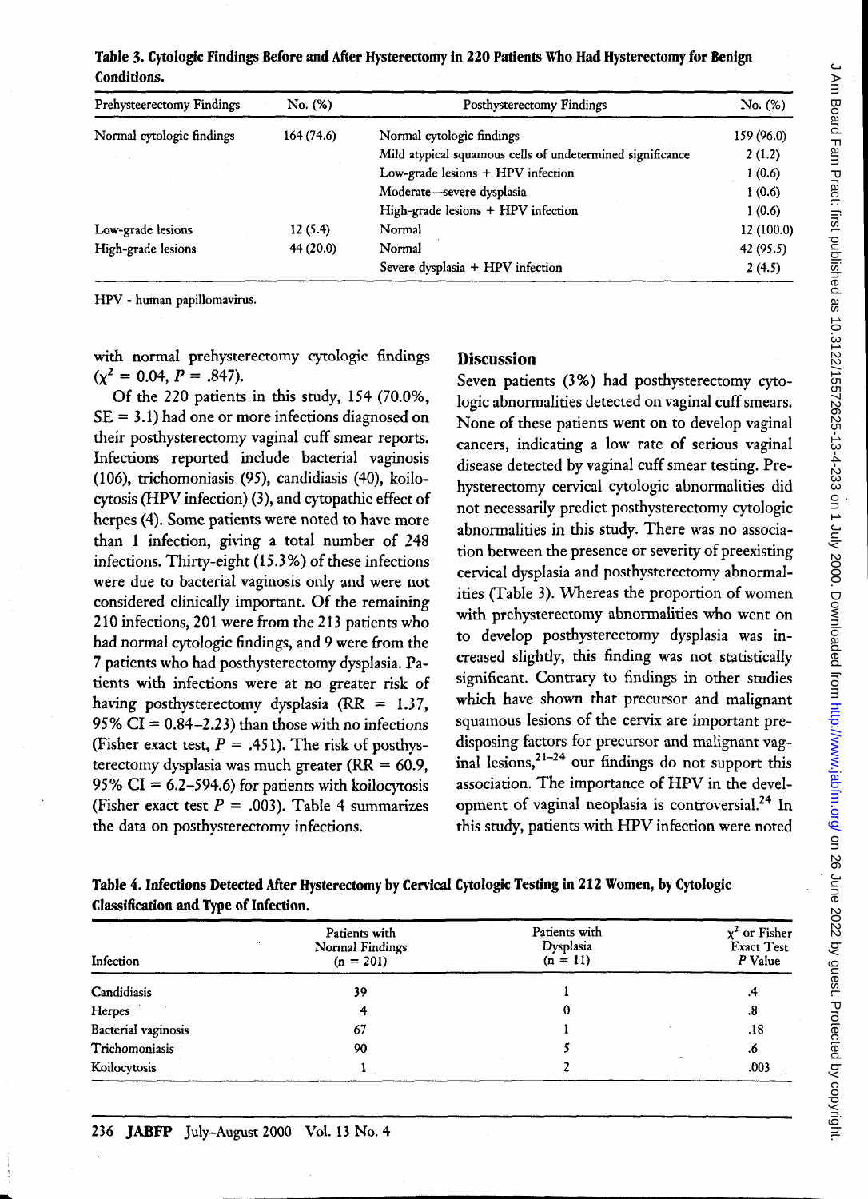**Table 3. Cytologic Findings Before and After Hysterectomy in 220 Patients Who Had Hysterectomy for Benign Conditions.**

| Prehysteerectomy Findings | No. (%) | Posthysterectomy Findings | No. (%) |
|---|---|---|---|
| Normal cytologic findings | 164 (74.6) | Normal cytologic findings | 159 (96.0) |
| | | Mild atypical squamous cells of undetermined significance | 2 (1.2) |
| | | Low-grade lesions + HPV infection | 1 (0.6) |
| | | Moderate—severe dysplasia | 1 (0.6) |
| | | High-grade lesions + HPV infection | 1 (0.6) |
| Low-grade lesions | 12 (5.4) | Normal | 12 (100.0) |
| High-grade lesions | 44 (20.0) | Normal | 42 (95.5) |
| | | Severe dysplasia + HPV infection | 2 (4.5) |

HPV - human papillomavirus.

with normal prehysterectomy cytologic findings ($\chi^2 = 0.04$, $P = .847$).

Of the 220 patients in this study, 154 (70.0%, SE = 3.1) had one or more infections diagnosed on their posthysterectomy vaginal cuff smear reports. Infections reported include bacterial vaginosis (106), trichomoniasis (95), candidiasis (40), koilocytosis (HPV infection) (3), and cytopathic effect of herpes (4). Some patients were noted to have more than 1 infection, giving a total number of 248 infections. Thirty-eight (15.3%) of these infections were due to bacterial vaginosis only and were not considered clinically important. Of the remaining 210 infections, 201 were from the 213 patients who had normal cytologic findings, and 9 were from the 7 patients who had posthysterectomy dysplasia. Patients with infections were at no greater risk of having posthysterectomy dysplasia (RR = 1.37, 95% CI = 0.84–2.23) than those with no infections (Fisher exact test, $P = .451$). The risk of posthysterectomy dysplasia was much greater (RR = 60.9, 95% CI = 6.2–594.6) for patients with koilocytosis (Fisher exact test $P = .003$). Table 4 summarizes the data on posthysterectomy infections.

## Discussion

Seven patients (3%) had posthysterectomy cytologic abnormalities detected on vaginal cuff smears. None of these patients went on to develop vaginal cancers, indicating a low rate of serious vaginal disease detected by vaginal cuff smear testing. Prehysterectomy cervical cytologic abnormalities did not necessarily predict posthysterectomy cytologic abnormalities in this study. There was no association between the presence or severity of preexisting cervical dysplasia and posthysterectomy abnormalities (Table 3). Whereas the proportion of women with prehysterectomy abnormalities who went on to develop posthysterectomy dysplasia was increased slightly, this finding was not statistically significant. Contrary to findings in other studies which have shown that precursor and malignant squamous lesions of the cervix are important predisposing factors for precursor and malignant vaginal lesions,[21–24] our findings do not support this association. The importance of HPV in the development of vaginal neoplasia is controversial.[24] In this study, patients with HPV infection were noted

**Table 4. Infections Detected After Hysterectomy by Cervical Cytologic Testing in 212 Women, by Cytologic Classification and Type of Infection.**

| Infection | Patients with Normal Findings (n = 201) | Patients with Dysplasia (n = 11) | $\chi^2$ or Fisher Exact Test *P* Value |
|---|---|---|---|
| Candidiasis | 39 | 1 | .4 |
| Herpes | 4 | 0 | .8 |
| Bacterial vaginosis | 67 | 1 | .18 |
| Trichomoniasis | 90 | 5 | .6 |
| Koilocytosis | 1 | 2 | .003 |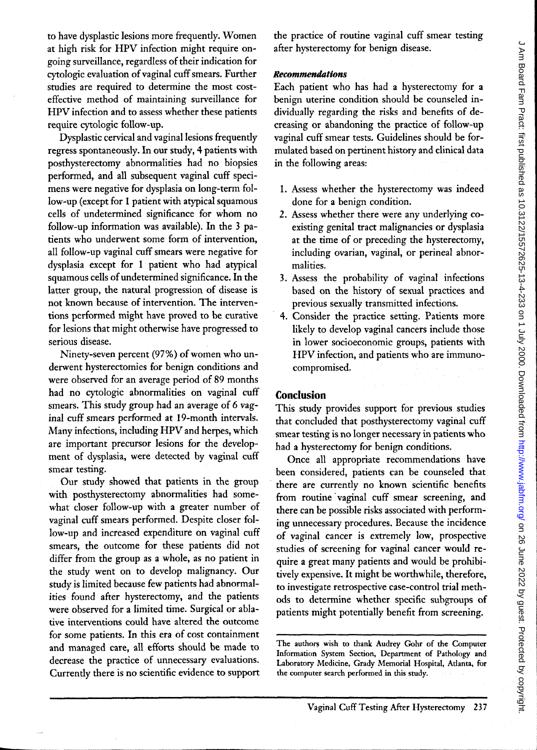to have dysplastic lesions more frequently. Women at high risk for HPV infection might require ongoing surveillance, regardless of their indication for cytologic evaluation of vaginal cuff smears. Further studies are required to determine the most cost-effective method of maintaining surveillance for HPV infection and to assess whether these patients require cytologic follow-up.

Dysplastic cervical and vaginal lesions frequently regress spontaneously. In our study, 4 patients with posthysterectomy abnormalities had no biopsies performed, and all subsequent vaginal cuff specimens were negative for dysplasia on long-term follow-up (except for 1 patient with atypical squamous cells of undetermined significance for whom no follow-up information was available). In the 3 patients who underwent some form of intervention, all follow-up vaginal cuff smears were negative for dysplasia except for 1 patient who had atypical squamous cells of undetermined significance. In the latter group, the natural progression of disease is not known because of intervention. The interventions performed might have proved to be curative for lesions that might otherwise have progressed to serious disease.

Ninety-seven percent (97%) of women who underwent hysterectomies for benign conditions and were observed for an average period of 89 months had no cytologic abnormalities on vaginal cuff smears. This study group had an average of 6 vaginal cuff smears performed at 19-month intervals. Many infections, including HPV and herpes, which are important precursor lesions for the development of dysplasia, were detected by vaginal cuff smear testing.

Our study showed that patients in the group with posthysterectomy abnormalities had somewhat closer follow-up with a greater number of vaginal cuff smears performed. Despite closer follow-up and increased expenditure on vaginal cuff smears, the outcome for these patients did not differ from the group as a whole, as no patient in the study went on to develop malignancy. Our study is limited because few patients had abnormalities found after hysterectomy, and the patients were observed for a limited time. Surgical or ablative interventions could have altered the outcome for some patients. In this era of cost containment and managed care, all efforts should be made to decrease the practice of unnecessary evaluations. Currently there is no scientific evidence to support the practice of routine vaginal cuff smear testing after hysterectomy for benign disease.

### *Recommendations*

Each patient who has had a hysterectomy for a benign uterine condition should be counseled individually regarding the risks and benefits of decreasing or abandoning the practice of follow-up vaginal cuff smear tests. Guidelines should be formulated based on pertinent history and clinical data in the following areas:

1. Assess whether the hysterectomy was indeed done for a benign condition.
2. Assess whether there were any underlying coexisting genital tract malignancies or dysplasia at the time of or preceding the hysterectomy, including ovarian, vaginal, or perineal abnormalities.
3. Assess the probability of vaginal infections based on the history of sexual practices and previous sexually transmitted infections.
4. Consider the practice setting. Patients more likely to develop vaginal cancers include those in lower socioeconomic groups, patients with HPV infection, and patients who are immunocompromised.

## Conclusion

This study provides support for previous studies that concluded that posthysterectomy vaginal cuff smear testing is no longer necessary in patients who had a hysterectomy for benign conditions.

Once all appropriate recommendations have been considered, patients can be counseled that there are currently no known scientific benefits from routine vaginal cuff smear screening, and there can be possible risks associated with performing unnecessary procedures. Because the incidence of vaginal cancer is extremely low, prospective studies of screening for vaginal cancer would require a great many patients and would be prohibitively expensive. It might be worthwhile, therefore, to investigate retrospective case-control trial methods to determine whether specific subgroups of patients might potentially benefit from screening.

---

The authors wish to thank Audrey Gohr of the Computer Information System Section, Department of Pathology and Laboratory Medicine, Grady Memorial Hospital, Atlanta, for the computer search performed in this study.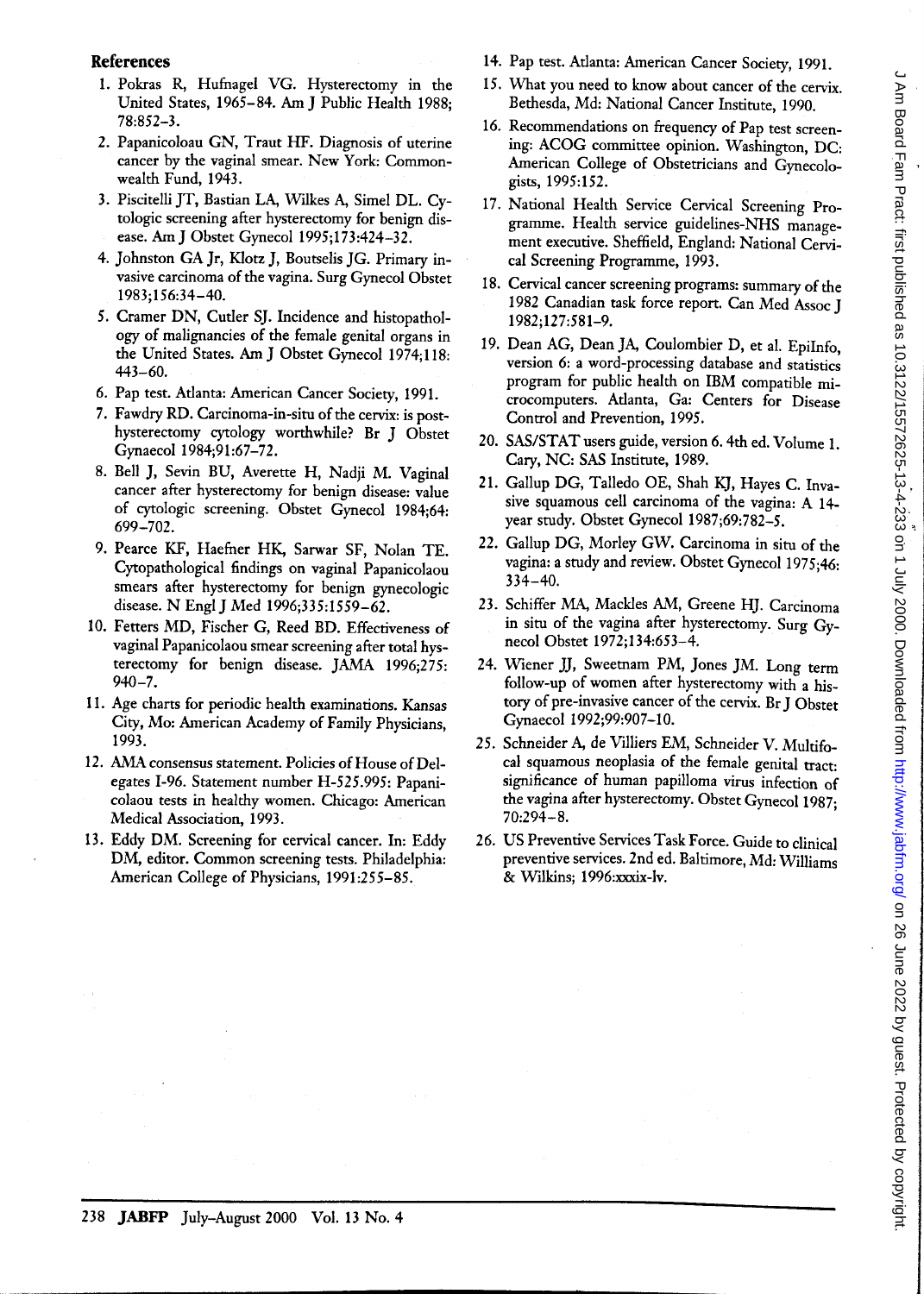## References

1. Pokras R, Hufnagel VG. Hysterectomy in the United States, 1965–84. Am J Public Health 1988; 78:852–3.
2. Papanicoloau GN, Traut HF. Diagnosis of uterine cancer by the vaginal smear. New York: Commonwealth Fund, 1943.
3. Piscitelli JT, Bastian LA, Wilkes A, Simel DL. Cytologic screening after hysterectomy for benign disease. Am J Obstet Gynecol 1995;173:424–32.
4. Johnston GA Jr, Klotz J, Boutselis JG. Primary invasive carcinoma of the vagina. Surg Gynecol Obstet 1983;156:34–40.
5. Cramer DN, Cutler SJ. Incidence and histopathology of malignancies of the female genital organs in the United States. Am J Obstet Gynecol 1974;118: 443–60.
6. Pap test. Atlanta: American Cancer Society, 1991.
7. Fawdry RD. Carcinoma-in-situ of the cervix: is post-hysterectomy cytology worthwhile? Br J Obstet Gynaecol 1984;91:67–72.
8. Bell J, Sevin BU, Averette H, Nadji M. Vaginal cancer after hysterectomy for benign disease: value of cytologic screening. Obstet Gynecol 1984;64: 699–702.
9. Pearce KF, Haefner HK, Sarwar SF, Nolan TE. Cytopathological findings on vaginal Papanicolaou smears after hysterectomy for benign gynecologic disease. N Engl J Med 1996;335:1559–62.
10. Fetters MD, Fischer G, Reed BD. Effectiveness of vaginal Papanicolaou smear screening after total hysterectomy for benign disease. JAMA 1996;275: 940–7.
11. Age charts for periodic health examinations. Kansas City, Mo: American Academy of Family Physicians, 1993.
12. AMA consensus statement. Policies of House of Delegates I-96. Statement number H-525.995: Papanicolaou tests in healthy women. Chicago: American Medical Association, 1993.
13. Eddy DM. Screening for cervical cancer. In: Eddy DM, editor. Common screening tests. Philadelphia: American College of Physicians, 1991:255–85.
14. Pap test. Atlanta: American Cancer Society, 1991.
15. What you need to know about cancer of the cervix. Bethesda, Md: National Cancer Institute, 1990.
16. Recommendations on frequency of Pap test screening: ACOG committee opinion. Washington, DC: American College of Obstetricians and Gynecologists, 1995:152.
17. National Health Service Cervical Screening Programme. Health service guidelines-NHS management executive. Sheffield, England: National Cervical Screening Programme, 1993.
18. Cervical cancer screening programs: summary of the 1982 Canadian task force report. Can Med Assoc J 1982;127:581–9.
19. Dean AG, Dean JA, Coulombier D, et al. EpiInfo, version 6: a word-processing database and statistics program for public health on IBM compatible microcomputers. Atlanta, Ga: Centers for Disease Control and Prevention, 1995.
20. SAS/STAT users guide, version 6. 4th ed. Volume 1. Cary, NC: SAS Institute, 1989.
21. Gallup DG, Talledo OE, Shah KJ, Hayes C. Invasive squamous cell carcinoma of the vagina: A 14-year study. Obstet Gynecol 1987;69:782–5.
22. Gallup DG, Morley GW. Carcinoma in situ of the vagina: a study and review. Obstet Gynecol 1975;46: 334–40.
23. Schiffer MA, Mackles AM, Greene HJ. Carcinoma in situ of the vagina after hysterectomy. Surg Gynecol Obstet 1972;134:653–4.
24. Wiener JJ, Sweetnam PM, Jones JM. Long term follow-up of women after hysterectomy with a history of pre-invasive cancer of the cervix. Br J Obstet Gynaecol 1992;99:907–10.
25. Schneider A, de Villiers EM, Schneider V. Multifocal squamous neoplasia of the female genital tract: significance of human papilloma virus infection of the vagina after hysterectomy. Obstet Gynecol 1987; 70:294–8.
26. US Preventive Services Task Force. Guide to clinical preventive services. 2nd ed. Baltimore, Md: Williams & Wilkins; 1996:xxxix-lv.